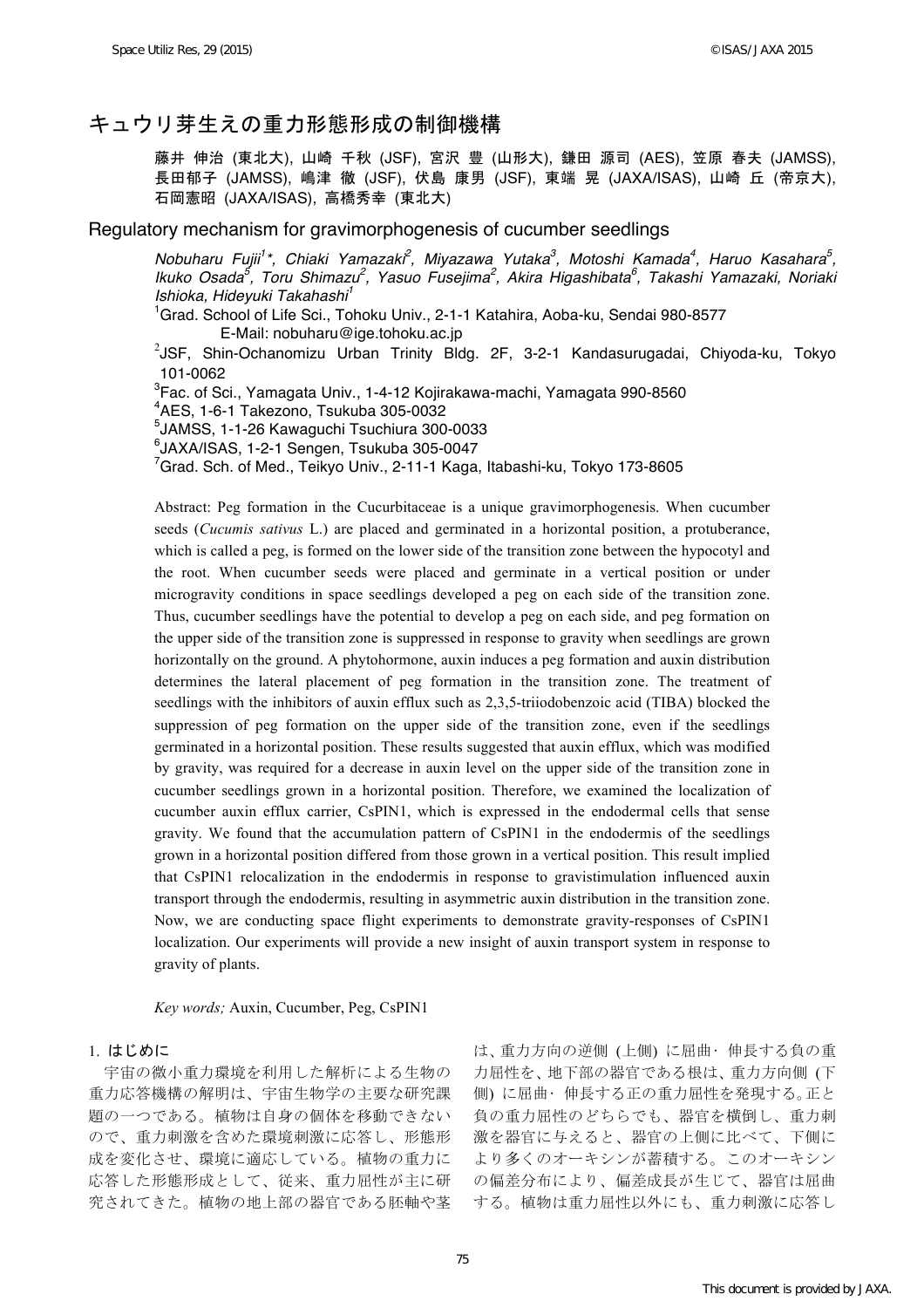# キュウリ芽生えの重力形態形成の制御機構

藤井 伸治 (東北大), 山崎 千秋 (JSF), 宮沢 豊 (山形大), 鎌田 源司 (AES), 笠原 春夫 (JAMSS), 長田郁子 (JAMSS), 嶋津 徹 (JSF), 伏島 康男 (JSF), 東端 晃 (JAXA/ISAS), 山崎 丘 (帝京大), 石岡憲昭 (JAXA/ISAS), 高橋秀幸 (東北大)

## Regulatory mechanism for gravimorphogenesis of cucumber seedlings

*Nobuharu Fujii[1]\*, Chiaki Yamazaki[2], Miyazawa Yutaka[3], Motoshi Kamada[4], Haruo Kasahara[5], Ikuko Osada[5], Toru Shimazu[2], Yasuo Fusejima[2], Akira Higashibata[6], Takashi Yamazaki, Noriaki Ishioka, Hideyuki Takahashi[1]*

[1]Grad. School of Life Sci., Tohoku Univ., 2-1-1 Katahira, Aoba-ku, Sendai 980-8577
E-Mail: nobuharu@ige.tohoku.ac.jp

[2]JSF, Shin-Ochanomizu Urban Trinity Bldg. 2F, 3-2-1 Kandasurugadai, Chiyoda-ku, Tokyo 101-0062

[3]Fac. of Sci., Yamagata Univ., 1-4-12 Kojirakawa-machi, Yamagata 990-8560

[4]AES, 1-6-1 Takezono, Tsukuba 305-0032

[5]JAMSS, 1-1-26 Kawaguchi Tsuchiura 300-0033

[6]JAXA/ISAS, 1-2-1 Sengen, Tsukuba 305-0047

[7]Grad. Sch. of Med., Teikyo Univ., 2-11-1 Kaga, Itabashi-ku, Tokyo 173-8605

Abstract: Peg formation in the Cucurbitaceae is a unique gravimorphogenesis. When cucumber seeds (*Cucumis sativus* L.) are placed and germinated in a horizontal position, a protuberance, which is called a peg, is formed on the lower side of the transition zone between the hypocotyl and the root. When cucumber seeds were placed and germinate in a vertical position or under microgravity conditions in space seedlings developed a peg on each side of the transition zone. Thus, cucumber seedlings have the potential to develop a peg on each side, and peg formation on the upper side of the transition zone is suppressed in response to gravity when seedlings are grown horizontally on the ground. A phytohormone, auxin induces a peg formation and auxin distribution determines the lateral placement of peg formation in the transition zone. The treatment of seedlings with the inhibitors of auxin efflux such as 2,3,5-triiodobenzoic acid (TIBA) blocked the suppression of peg formation on the upper side of the transition zone, even if the seedlings germinated in a horizontal position. These results suggested that auxin efflux, which was modified by gravity, was required for a decrease in auxin level on the upper side of the transition zone in cucumber seedlings grown in a horizontal position. Therefore, we examined the localization of cucumber auxin efflux carrier, CsPIN1, which is expressed in the endodermal cells that sense gravity. We found that the accumulation pattern of CsPIN1 in the endodermis of the seedlings grown in a horizontal position differed from those grown in a vertical position. This result implied that CsPIN1 relocalization in the endodermis in response to gravistimulation influenced auxin transport through the endodermis, resulting in asymmetric auxin distribution in the transition zone. Now, we are conducting space flight experiments to demonstrate gravity-responses of CsPIN1 localization. Our experiments will provide a new insight of auxin transport system in response to gravity of plants.

*Key words;* Auxin, Cucumber, Peg, CsPIN1

## 1. はじめに

宇宙の微小重力環境を利用した解析による生物の重力応答機構の解明は、宇宙生物学の主要な研究課題の一つである。植物は自身の個体を移動できないので、重力刺激を含めた環境刺激に応答し、形態形成を変化させ、環境に適応している。植物の重力に応答した形態形成として、従来、重力屈性が主に研究されてきた。植物の地上部の器官である胚軸や茎は、重力方向の逆側 (上側) に屈曲・伸長する負の重力屈性を、地下部の器官である根は、重力方向側 (下側) に屈曲・伸長する正の重力屈性を発現する。正と負の重力屈性のどちらでも、器官を横倒し、重力刺激を器官に与えると、器官の上側に比べて、下側により多くのオーキシンが蓄積する。このオーキシンの偏差分布により、偏差成長が生じて、器官は屈曲する。植物は重力屈性以外にも、重力刺激に応答し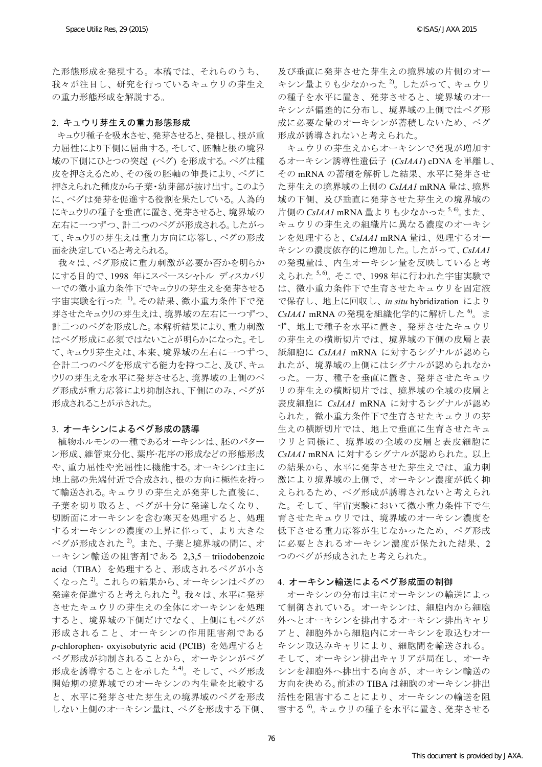た形態形成を発現する。本稿では、それらのうち、我々が注目し、研究を行っているキュウリの芽生えの重力形態形成を解説する。

## 2. キュウリ芽生えの重力形態形成

キュウリ種子を吸水させ、発芽させると、発根し、根が重力屈性により下側に屈曲する。そして、胚軸と根の境界域の下側にひとつの突起 (ペグ) を形成する。ペグは種皮を押さえるため、その後の胚軸の伸長により、ペグに押さえられた種皮から子葉･幼芽部が抜け出す。このように、ペグは発芽を促進する役割を果たしている。人為的にキュウリの種子を垂直に置き、発芽させると、境界域の左右に一つずつ、計二つのペグが形成される。したがって、キュウリの芽生えは重力方向に応答し、ペグの形成面を決定していると考えられる。

我々は、ペグ形成に重力刺激が必要か否かを明らかにする目的で、1998 年にスペースシャトル ディスカバリーでの微小重力条件下でキュウリの芽生えを発芽させる宇宙実験を行った [1]。その結果、微小重力条件下で発芽させたキュウリの芽生えは、境界域の左右に一つずつ、計二つのペグを形成した。本解析結果により、重力刺激はペグ形成に必須ではないことが明らかになった。そして、キュウリ芽生えは、本来、境界域の左右に一つずつ、合計二つのペグを形成する能力を持つこと、及び、キュウリの芽生えを水平に発芽させると、境界域の上側のペグ形成が重力応答により抑制され、下側にのみ、ペグが形成されることが示された。

## 3. オーキシンによるペグ形成の誘導

植物ホルモンの一種であるオーキシンは、胚のパターン形成、維管束分化、葉序･花序の形成などの形態形成や、重力屈性や光屈性に機能する。オーキシンは主に地上部の先端付近で合成され、根の方向に極性を持って輸送される。キュウリの芽生えが発芽した直後に、子葉を切り取ると、ペグが十分に発達しなくなり、切断面にオーキシンを含む寒天を処理すると、処理するオーキシンの濃度の上昇に伴って、より大きなペグが形成された [2]。また、子葉と境界域の間に、オーキシン輸送の阻害剤である 2,3,5－triiodobenzoic acid（TIBA）を処理すると、形成されるペグが小さくなった [2]。これらの結果から、オーキシンはペグの発達を促進すると考えられた [2]。我々は、水平に発芽させたキュウリの芽生えの全体にオーキシンを処理すると、境界域の下側だけでなく、上側にもペグが形成されること、オーキシンの作用阻害剤である *p*-chlorophen- oxyisobutyric acid (PCIB) を処理するとペグ形成が抑制されることから、オーキシンがペグ形成を誘導することを示した [3,4]。そして、ペグ形成開始期の境界域でのオーキシンの内生量を比較すると、水平に発芽させた芽生えの境界域のペグを形成しない上側のオーキシン量は、ペグを形成する下側、及び垂直に発芽させた芽生えの境界域の片側のオーキシン量よりも少なかった [2]。したがって、キュウリの種子を水平に置き、発芽させると、境界域のオーキシンが偏差的に分布し、境界域の上側ではペグ形成に必要な量のオーキシンが蓄積しないため、ペグ形成が誘導されないと考えられた。

キュウリの芽生えからオーキシンで発現が増加するオーキシン誘導性遺伝子 (*CsIAA1*) cDNA を単離し、その mRNA の蓄積を解析した結果、水平に発芽させた芽生えの境界域の上側の *CsIAA1* mRNA 量は、境界域の下側、及び垂直に発芽させた芽生えの境界域の片側の *CsIAA1* mRNA 量よりも少なかった [5,6]。また、キュウリの芽生えの組織片に異なる濃度のオーキシンを処理すると、*CsIAA1* mRNA 量は、処理するオーキシンの濃度依存的に増加した。したがって、*CsIAA1* の発現量は、内生オーキシン量を反映していると考えられた [5,6]。そこで、1998 年に行われた宇宙実験では、微小重力条件下で生育させたキュウリを固定液で保存し、地上に回収し、*in situ* hybridization により *CsIAA1* mRNA の発現を組織化学的に解析した [6]。まず、地上で種子を水平に置き、発芽させたキュウリの芽生えの横断切片では、境界域の下側の皮層と表紙細胞に *CsIAA1* mRNA に対するシグナルが認められたが、境界域の上側にはシグナルが認められなかった。一方、種子を垂直に置き、発芽させたキュウリの芽生えの横断切片では、境界域の全域の皮層と表皮細胞に *CsIAA1* mRNA に対するシグナルが認められた。微小重力条件下で生育させたキュウリの芽生えの横断切片では、地上で垂直に生育させたキュウリと同様に、境界域の全域の皮層と表皮細胞に *CsIAA1* mRNA に対するシグナルが認められた。以上の結果から、水平に発芽させた芽生えでは、重力刺激により境界域の上側で、オーキシン濃度が低く抑えられるため、ペグ形成が誘導されないと考えられた。そして、宇宙実験において微小重力条件下で生育させたキュウリでは、境界域のオーキシン濃度を低下させる重力応答が生じなかったため、ペグ形成に必要とされるオーキシン濃度が保たれた結果、2 つのペグが形成されたと考えられた。

## 4. オーキシン輸送によるペグ形成面の制御

オーキシンの分布は主にオーキシンの輸送によって制御されている。オーキシンは、細胞内から細胞外へとオーキシンを排出するオーキシン排出キャリアと、細胞外から細胞内にオーキシンを取込むオーキシン取込みキャリにより、細胞間を輸送される。そして、オーキシン排出キャリアが局在し、オーキシンを細胞外へ排出する向きが、オーキシン輸送の方向を決める。前述の TIBA は細胞のオーキシン排出活性を阻害することにより、オーキシンの輸送を阻害する [6]。キュウリの種子を水平に置き、発芽させる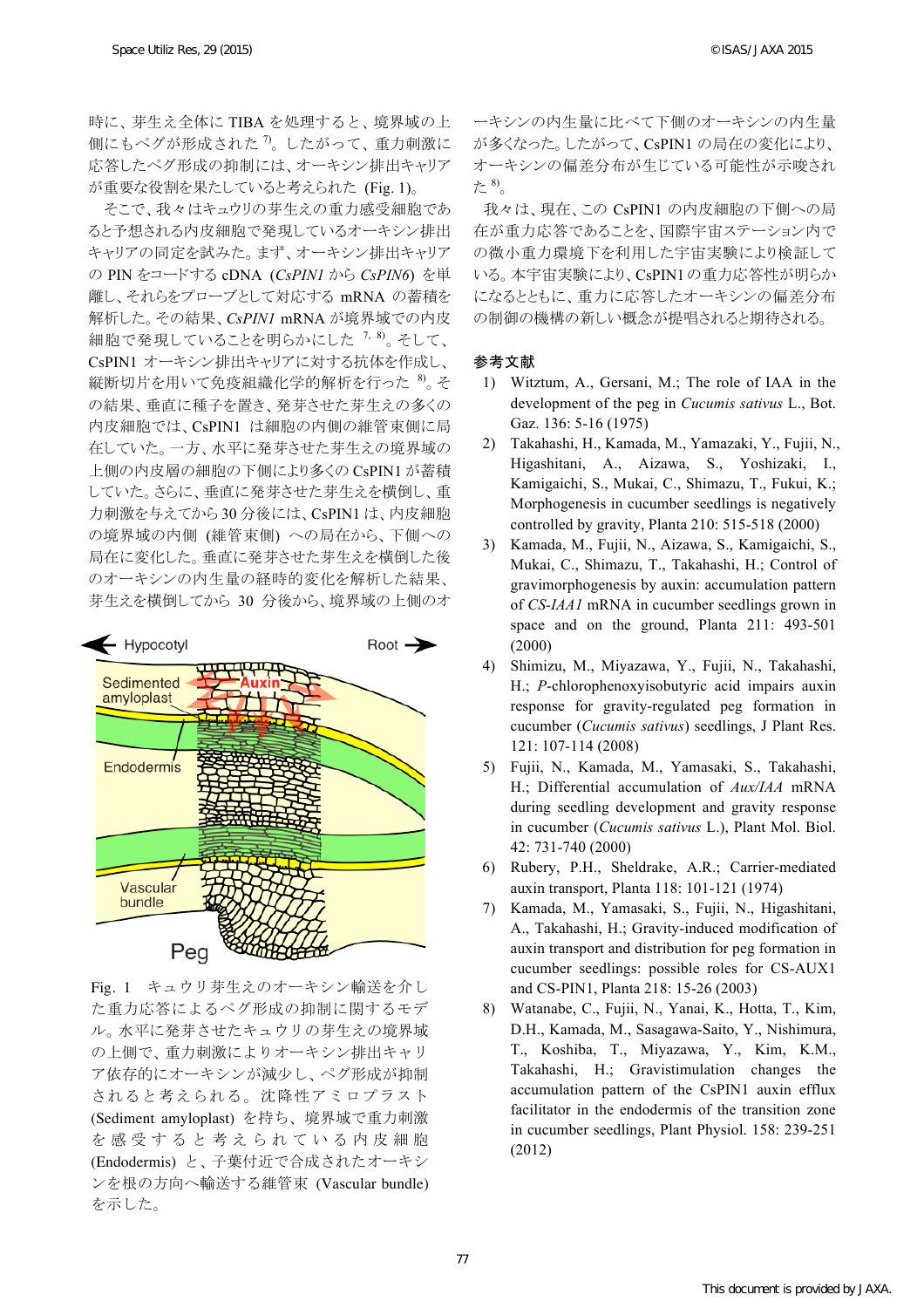時に、芽生え全体に TIBA を処理すると、境界域の上側にもペグが形成された [7]。したがって、重力刺激に応答したペグ形成の抑制には、オーキシン排出キャリアが重要な役割を果たしていると考えられた (Fig. 1)。

そこで、我々はキュウリの芽生えの重力感受細胞であると予想される内皮細胞で発現しているオーキシン排出キャリアの同定を試みた。まず、オーキシン排出キャリアの PIN をコードする cDNA (*CsPIN1* から *CsPIN6*) を単離し、それらをプローブとして対応する mRNA の蓄積を解析した。その結果、*CsPIN1* mRNA が境界域での内皮細胞で発現していることを明らかにした [7, 8]。そして、CsPIN1 オーキシン排出キャリアに対する抗体を作成し、縦断切片を用いて免疫組織化学的解析を行った [8]。その結果、垂直に種子を置き、発芽させた芽生えの多くの内皮細胞では、CsPIN1 は細胞の内側の維管束側に局在していた。一方、水平に発芽させた芽生えの境界域の上側の内皮層の細胞の下側により多くの CsPIN1 が蓄積していた。さらに、垂直に発芽させた芽生えを横倒しし、重力刺激を与えてから 30 分後には、CsPIN1 は、内皮細胞の境界域の内側 (維管束側) への局在から、下側への局在に変化した。垂直に発芽させた芽生えを横倒した後のオーキシンの内生量の経時的変化を解析した結果、芽生えを横倒してから 30 分後から、境界域の上側のオーキシンの内生量に比べて下側のオーキシンの内生量が多くなった。したがって、CsPIN1 の局在の変化により、オーキシンの偏差分布が生じている可能性が示唆された [8]。

我々は、現在、この CsPIN1 の内皮細胞の下側への局在が重力応答であることを、国際宇宙ステーション内での微小重力環境下を利用した宇宙実験により検証している。本宇宙実験により、CsPIN1 の重力応答性が明らかになるとともに、重力に応答したオーキシンの偏差分布の制御の機構の新しい概念が提唱されると期待される。

Hypocotyl

Root

Sedimented amyloplast

Auxin

Endodermis

Vascular bundle

Peg

Fig. 1 キュウリ芽生えのオーキシン輸送を介した重力応答によるペグ形成の抑制に関するモデル。水平に発芽させたキュウリの芽生えの境界域の上側で、重力刺激によりオーキシン排出キャリア依存的にオーキシンが減少し、ペグ形成が抑制されると考えられる。沈降性アミロプラスト (Sediment amyloplast) を持ち、境界域で重力刺激を感受すると考えられている内皮細胞 (Endodermis) と、子葉付近で合成されたオーキシンを根の方向へ輸送する維管束 (Vascular bundle) を示した。

## 参考文献

1) Witztum, A., Gersani, M.; The role of IAA in the development of the peg in *Cucumis sativus* L., Bot. Gaz. 136: 5-16 (1975)
2) Takahashi, H., Kamada, M., Yamazaki, Y., Fujii, N., Higashitani, A., Aizawa, S., Yoshizaki, I., Kamigaichi, S., Mukai, C., Shimazu, T., Fukui, K.; Morphogenesis in cucumber seedlings is negatively controlled by gravity, Planta 210: 515-518 (2000)
3) Kamada, M., Fujii, N., Aizawa, S., Kamigaichi, S., Mukai, C., Shimazu, T., Takahashi, H.; Control of gravimorphogenesis by auxin: accumulation pattern of *CS-IAA1* mRNA in cucumber seedlings grown in space and on the ground, Planta 211: 493-501 (2000)
4) Shimizu, M., Miyazawa, Y., Fujii, N., Takahashi, H.; *P*-chlorophenoxyisobutyric acid impairs auxin response for gravity-regulated peg formation in cucumber (*Cucumis sativus*) seedlings, J Plant Res. 121: 107-114 (2008)
5) Fujii, N., Kamada, M., Yamasaki, S., Takahashi, H.; Differential accumulation of *Aux/IAA* mRNA during seedling development and gravity response in cucumber (*Cucumis sativus* L.), Plant Mol. Biol. 42: 731-740 (2000)
6) Rubery, P.H., Sheldrake, A.R.; Carrier-mediated auxin transport, Planta 118: 101-121 (1974)
7) Kamada, M., Yamasaki, S., Fujii, N., Higashitani, A., Takahashi, H.; Gravity-induced modification of auxin transport and distribution for peg formation in cucumber seedlings: possible roles for CS-AUX1 and CS-PIN1, Planta 218: 15-26 (2003)
8) Watanabe, C., Fujii, N., Yanai, K., Hotta, T., Kim, D.H., Kamada, M., Sasagawa-Saito, Y., Nishimura, T., Koshiba, T., Miyazawa, Y., Kim, K.M., Takahashi, H.; Gravistimulation changes the accumulation pattern of the CsPIN1 auxin efflux facilitator in the endodermis of the transition zone in cucumber seedlings, Plant Physiol. 158: 239-251 (2012)